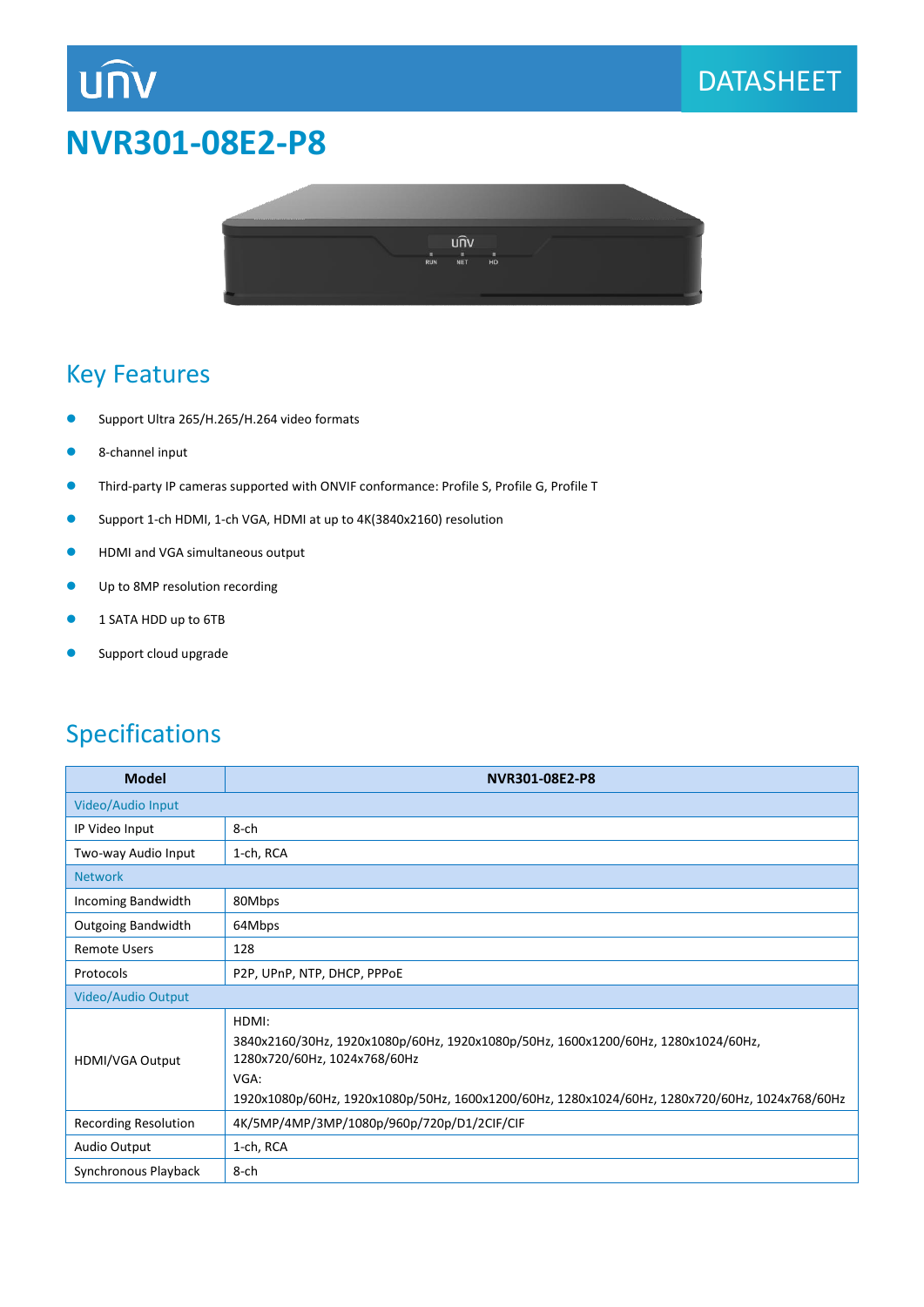# NVR301-08E2-P8

## Key Features

- Support Ultra 265/H.265/H.264 video formats
- 8-channel input
- Third-party IP cameras supported with ONVIF conformance: Profile S, Profile G, Profile T
- Support 1-ch HDMI, 1-ch VGA, HDMI at up to 4K(3840x2160) resolution
- HDMI and VGA simultaneous output
- Up to 8MP resolution recording
- 1 SATA HDD up to 6TB
- Support cloud upgrade

## Specifications

| Model | NVR301-08E2-P8 |
|---|---|
| Video/Audio Input | |
| IP Video Input | 8-ch |
| Two-way Audio Input | 1-ch, RCA |
| Network | |
| Incoming Bandwidth | 80Mbps |
| Outgoing Bandwidth | 64Mbps |
| Remote Users | 128 |
| Protocols | P2P, UPnP, NTP, DHCP, PPPoE |
| Video/Audio Output | |
| HDMI/VGA Output | HDMI:<br>3840x2160/30Hz, 1920x1080p/60Hz, 1920x1080p/50Hz, 1600x1200/60Hz, 1280x1024/60Hz, 1280x720/60Hz, 1024x768/60Hz<br>VGA:<br>1920x1080p/60Hz, 1920x1080p/50Hz, 1600x1200/60Hz, 1280x1024/60Hz, 1280x720/60Hz, 1024x768/60Hz |
| Recording Resolution | 4K/5MP/4MP/3MP/1080p/960p/720p/D1/2CIF/CIF |
| Audio Output | 1-ch, RCA |
| Synchronous Playback | 8-ch |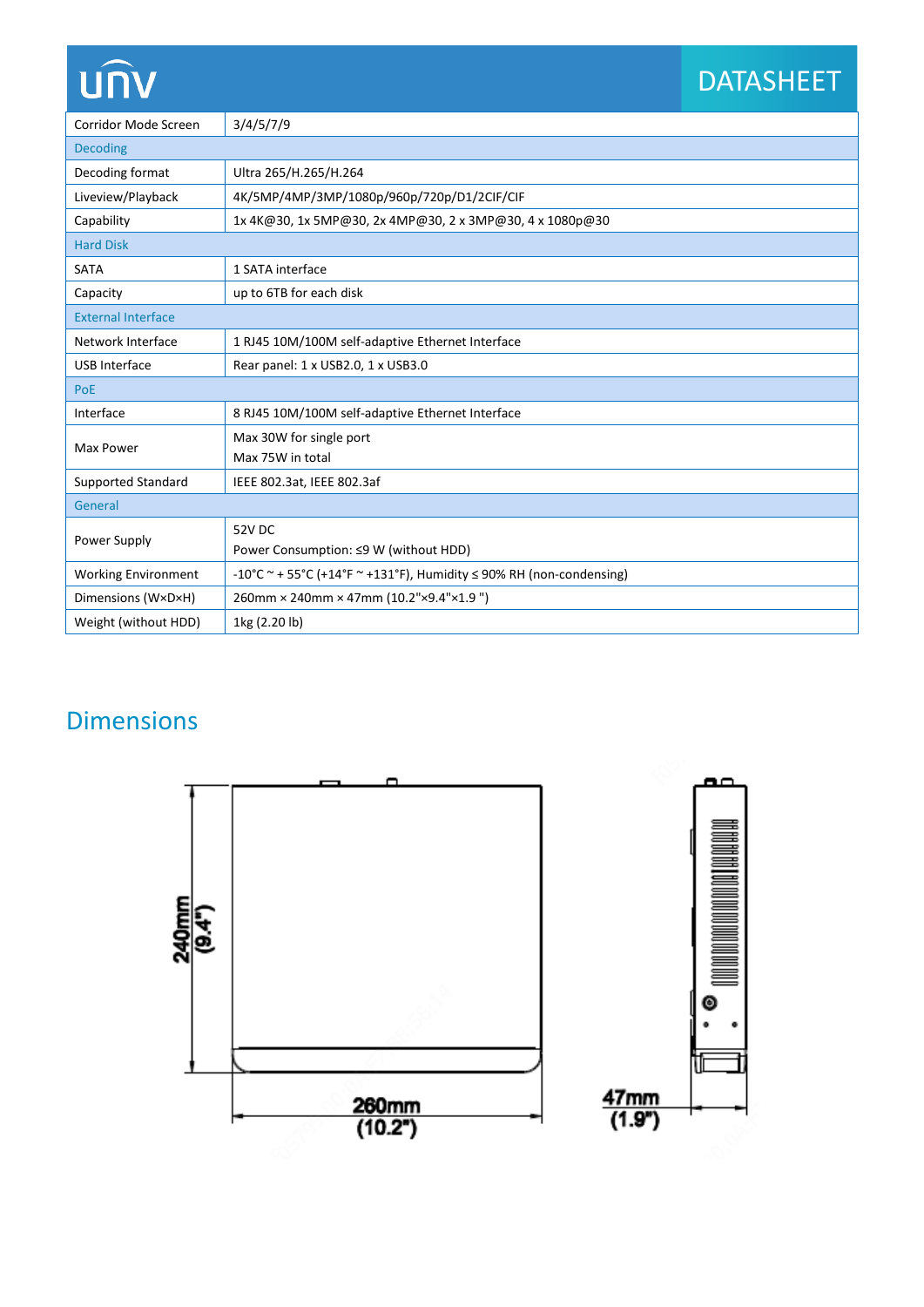| Corridor Mode Screen | 3/4/5/7/9 |
|---|---|
| **Decoding** | |
| Decoding format | Ultra 265/H.265/H.264 |
| Liveview/Playback | 4K/5MP/4MP/3MP/1080p/960p/720p/D1/2CIF/CIF |
| Capability | 1x 4K@30, 1x 5MP@30, 2x 4MP@30, 2 x 3MP@30, 4 x 1080p@30 |
| **Hard Disk** | |
| SATA | 1 SATA interface |
| Capacity | up to 6TB for each disk |
| **External Interface** | |
| Network Interface | 1 RJ45 10M/100M self-adaptive Ethernet Interface |
| USB Interface | Rear panel: 1 x USB2.0, 1 x USB3.0 |
| **PoE** | |
| Interface | 8 RJ45 10M/100M self-adaptive Ethernet Interface |
| Max Power | Max 30W for single port<br>Max 75W in total |
| Supported Standard | IEEE 802.3at, IEEE 802.3af |
| **General** | |
| Power Supply | 52V DC<br>Power Consumption: ≤9 W (without HDD) |
| Working Environment | -10°C ~ + 55°C (+14°F ~ +131°F), Humidity ≤ 90% RH (non-condensing) |
| Dimensions (W×D×H) | 260mm × 240mm × 47mm (10.2"×9.4"×1.9 ") |
| Weight (without HDD) | 1kg (2.20 lb) |

## Dimensions

240mm (9.4")

260mm (10.2")

47mm (1.9")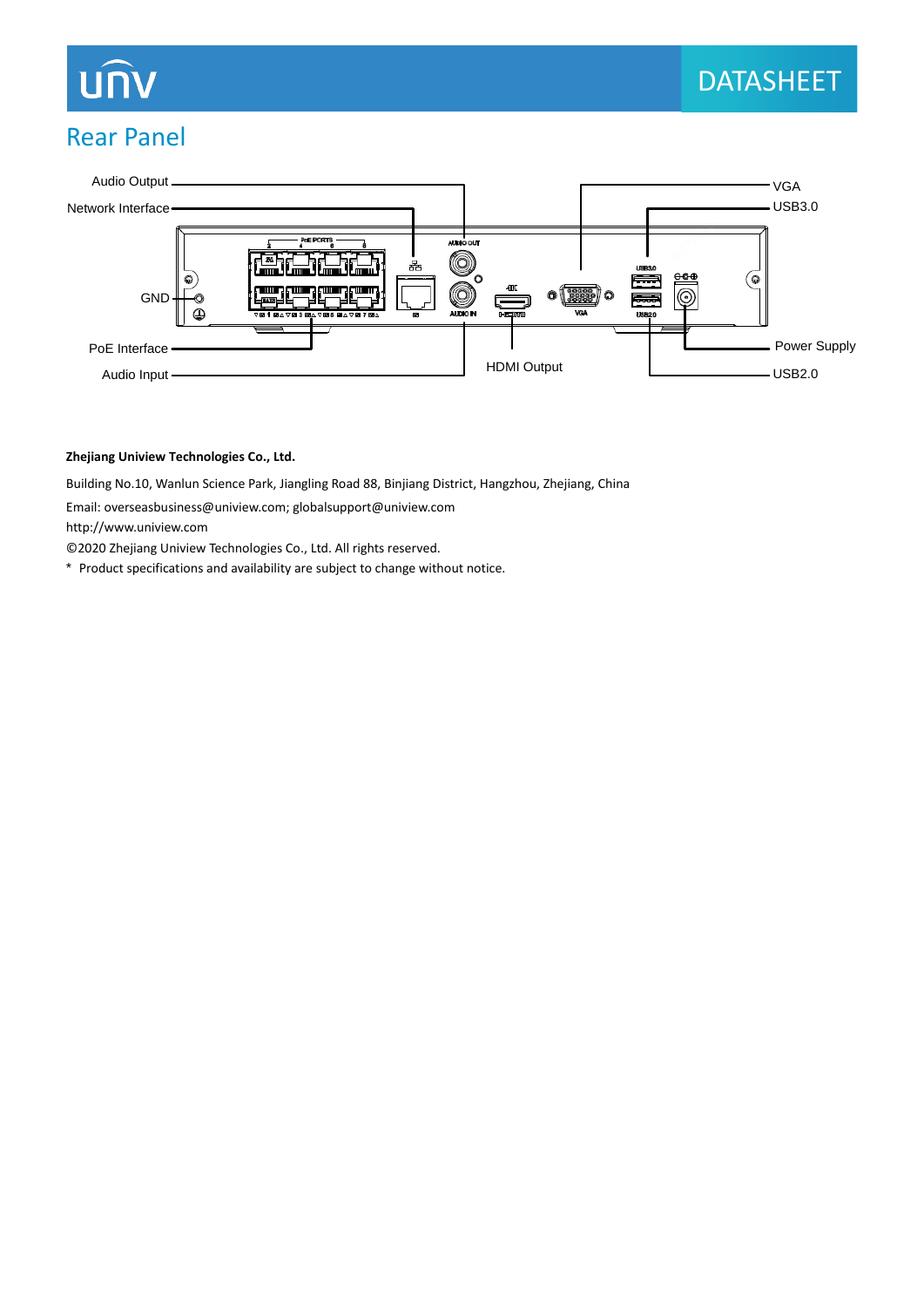## Rear Panel

Audio Output

Network Interface

GND

PoE Interface

Audio Input

HDMI Output

VGA

USB3.0

Power Supply

USB2.0

**Zhejiang Uniview Technologies Co., Ltd.**

Building No.10, Wanlun Science Park, Jiangling Road 88, Binjiang District, Hangzhou, Zhejiang, China

Email: overseasbusiness@uniview.com; globalsupport@uniview.com

http://www.uniview.com

©2020 Zhejiang Uniview Technologies Co., Ltd. All rights reserved.

* Product specifications and availability are subject to change without notice.